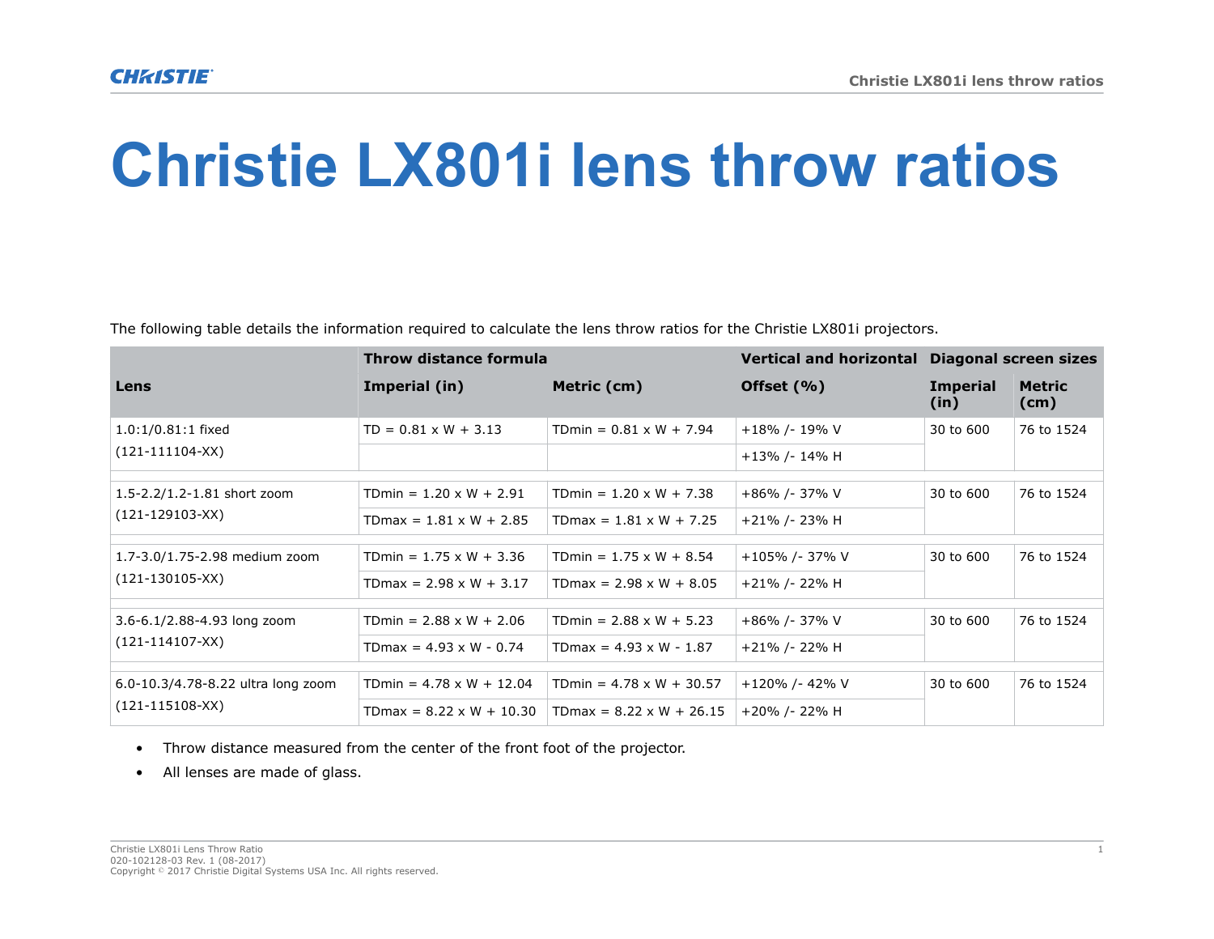# Christie LX801i lens throw ratios

The following table details the information required to calculate the lens throw ratios for the Christie LX801i projectors.

| Lens | Throw distance formula | | Vertical and horizontal | Diagonal screen sizes | |
|---|---|---|---|---|---|
| | Imperial (in) | Metric (cm) | Offset (%) | Imperial (in) | Metric (cm) |
| 1.0:1/0.81:1 fixed (121-111104-XX) | TD = 0.81 x W + 3.13 | TDmin = 0.81 x W + 7.94 | +18% /- 19% V | 30 to 600 | 76 to 1524 |
| | | | +13% /- 14% H | | |
| 1.5-2.2/1.2-1.81 short zoom (121-129103-XX) | TDmin = 1.20 x W + 2.91 | TDmin = 1.20 x W + 7.38 | +86% /- 37% V | 30 to 600 | 76 to 1524 |
| | TDmax = 1.81 x W + 2.85 | TDmax = 1.81 x W + 7.25 | +21% /- 23% H | | |
| 1.7-3.0/1.75-2.98 medium zoom (121-130105-XX) | TDmin = 1.75 x W + 3.36 | TDmin = 1.75 x W + 8.54 | +105% /- 37% V | 30 to 600 | 76 to 1524 |
| | TDmax = 2.98 x W + 3.17 | TDmax = 2.98 x W + 8.05 | +21% /- 22% H | | |
| 3.6-6.1/2.88-4.93 long zoom (121-114107-XX) | TDmin = 2.88 x W + 2.06 | TDmin = 2.88 x W + 5.23 | +86% /- 37% V | 30 to 600 | 76 to 1524 |
| | TDmax = 4.93 x W - 0.74 | TDmax = 4.93 x W - 1.87 | +21% /- 22% H | | |
| 6.0-10.3/4.78-8.22 ultra long zoom (121-115108-XX) | TDmin = 4.78 x W + 12.04 | TDmin = 4.78 x W + 30.57 | +120% /- 42% V | 30 to 600 | 76 to 1524 |
| | TDmax = 8.22 x W + 10.30 | TDmax = 8.22 x W + 26.15 | +20% /- 22% H | | |

- Throw distance measured from the center of the front foot of the projector.
- All lenses are made of glass.

Christie LX801i Lens Throw Ratio
020-102128-03 Rev. 1 (08-2017)
Copyright © 2017 Christie Digital Systems USA Inc. All rights reserved.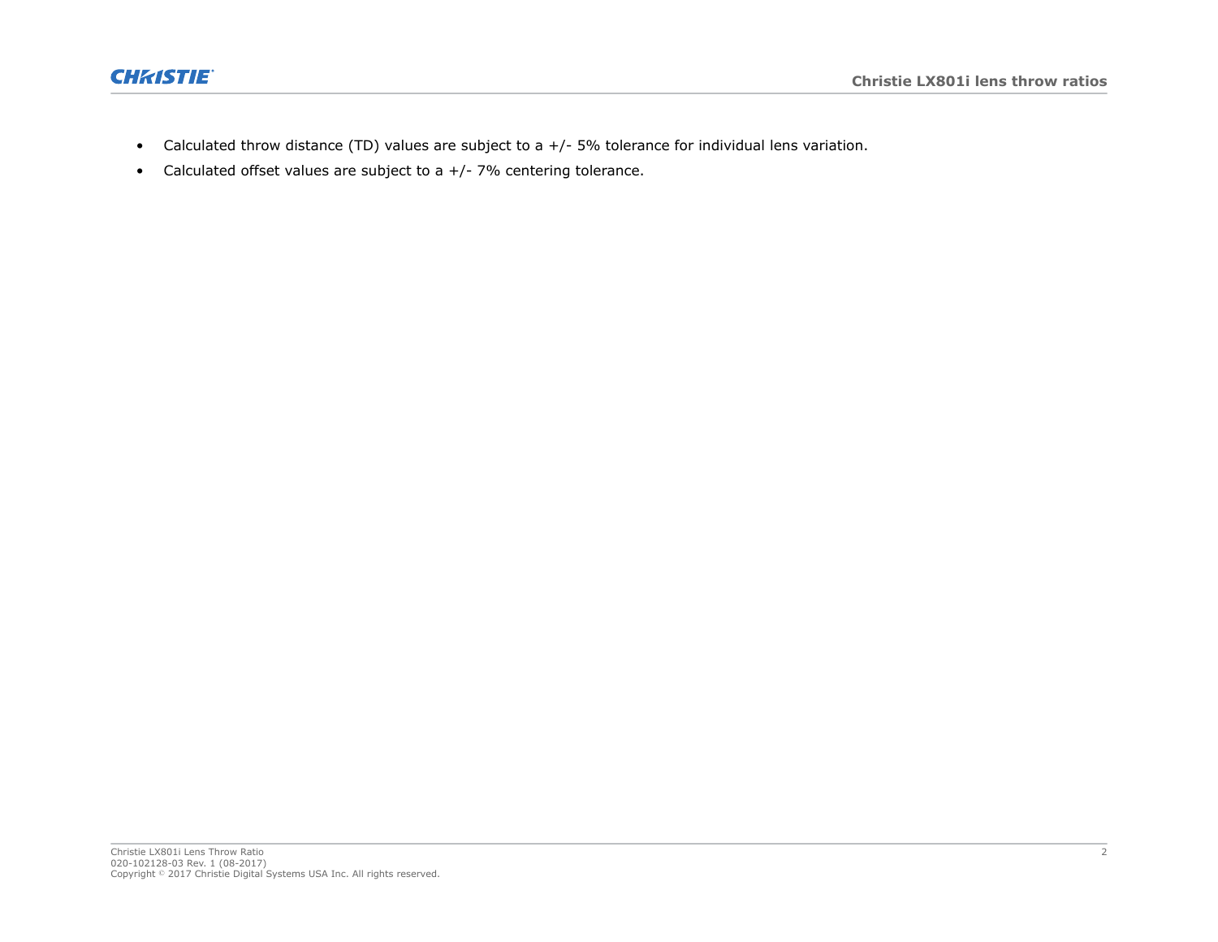- Calculated throw distance (TD) values are subject to a +/- 5% tolerance for individual lens variation.
- Calculated offset values are subject to a +/- 7% centering tolerance.